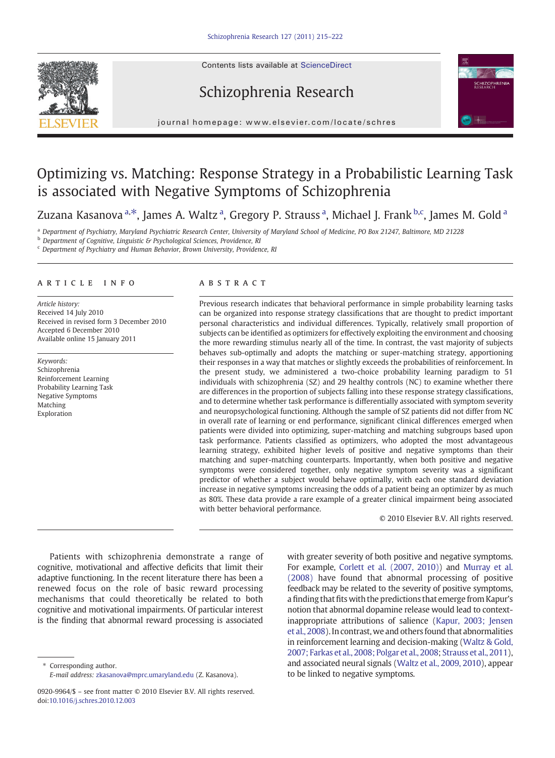# Optimizing vs. Matching: Response Strategy in a Probabilistic Learning Task is associated with Negative Symptoms of Schizophrenia

Zuzana Kasanova [a,*], James A. Waltz [a], Gregory P. Strauss [a], Michael J. Frank [b,c], James M. Gold [a]

[a] Department of Psychiatry, Maryland Psychiatric Research Center, University of Maryland School of Medicine, PO Box 21247, Baltimore, MD 21228
[b] Department of Cognitive, Linguistic & Psychological Sciences, Providence, RI
[c] Department of Psychiatry and Human Behavior, Brown University, Providence, RI

## ARTICLE INFO

*Article history:*
Received 14 July 2010
Received in revised form 3 December 2010
Accepted 6 December 2010
Available online 15 January 2011

*Keywords:*
Schizophrenia
Reinforcement Learning
Probability Learning Task
Negative Symptoms
Matching
Exploration

## ABSTRACT

Previous research indicates that behavioral performance in simple probability learning tasks can be organized into response strategy classifications that are thought to predict important personal characteristics and individual differences. Typically, relatively small proportion of subjects can be identified as optimizers for effectively exploiting the environment and choosing the more rewarding stimulus nearly all of the time. In contrast, the vast majority of subjects behaves sub-optimally and adopts the matching or super-matching strategy, apportioning their responses in a way that matches or slightly exceeds the probabilities of reinforcement. In the present study, we administered a two-choice probability learning paradigm to 51 individuals with schizophrenia (SZ) and 29 healthy controls (NC) to examine whether there are differences in the proportion of subjects falling into these response strategy classifications, and to determine whether task performance is differentially associated with symptom severity and neuropsychological functioning. Although the sample of SZ patients did not differ from NC in overall rate of learning or end performance, significant clinical differences emerged when patients were divided into optimizing, super-matching and matching subgroups based upon task performance. Patients classified as optimizers, who adopted the most advantageous learning strategy, exhibited higher levels of positive and negative symptoms than their matching and super-matching counterparts. Importantly, when both positive and negative symptoms were considered together, only negative symptom severity was a significant predictor of whether a subject would behave optimally, with each one standard deviation increase in negative symptoms increasing the odds of a patient being an optimizer by as much as 80%. These data provide a rare example of a greater clinical impairment being associated with better behavioral performance.

© 2010 Elsevier B.V. All rights reserved.

Patients with schizophrenia demonstrate a range of cognitive, motivational and affective deficits that limit their adaptive functioning. In the recent literature there has been a renewed focus on the role of basic reward processing mechanisms that could theoretically be related to both cognitive and motivational impairments. Of particular interest is the finding that abnormal reward processing is associated with greater severity of both positive and negative symptoms. For example, Corlett et al. (2007, 2010)) and Murray et al. (2008) have found that abnormal processing of positive feedback may be related to the severity of positive symptoms, a finding that fits with the predictions that emerge from Kapur's notion that abnormal dopamine release would lead to context-inappropriate attributions of salience (Kapur, 2003; Jensen et al., 2008). In contrast, we and others found that abnormalities in reinforcement learning and decision-making (Waltz & Gold, 2007; Farkas et al., 2008; Polgar et al., 2008; Strauss et al., 2011), and associated neural signals (Waltz et al., 2009, 2010), appear to be linked to negative symptoms.

\* Corresponding author.
*E-mail address:* zkasanova@mprc.umaryland.edu (Z. Kasanova).

0920-9964/$ – see front matter © 2010 Elsevier B.V. All rights reserved.
doi:10.1016/j.schres.2010.12.003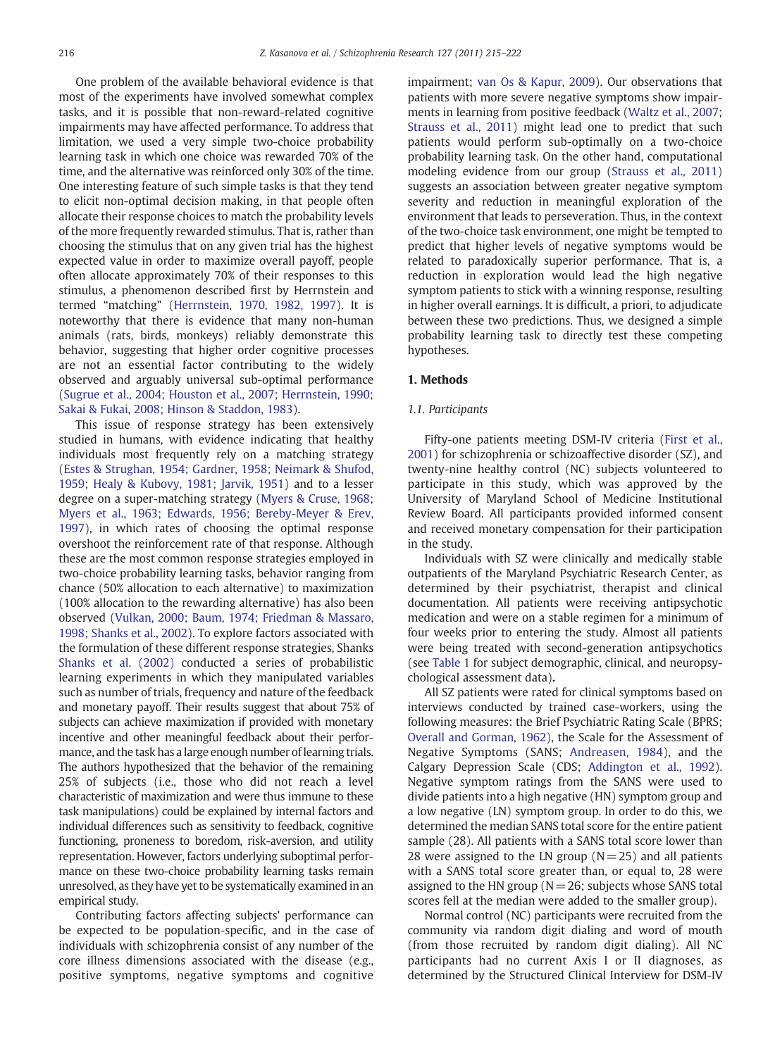One problem of the available behavioral evidence is that most of the experiments have involved somewhat complex tasks, and it is possible that non-reward-related cognitive impairments may have affected performance. To address that limitation, we used a very simple two-choice probability learning task in which one choice was rewarded 70% of the time, and the alternative was reinforced only 30% of the time. One interesting feature of such simple tasks is that they tend to elicit non-optimal decision making, in that people often allocate their response choices to match the probability levels of the more frequently rewarded stimulus. That is, rather than choosing the stimulus that on any given trial has the highest expected value in order to maximize overall payoff, people often allocate approximately 70% of their responses to this stimulus, a phenomenon described first by Herrnstein and termed "matching" (Herrnstein, 1970, 1982, 1997). It is noteworthy that there is evidence that many non-human animals (rats, birds, monkeys) reliably demonstrate this behavior, suggesting that higher order cognitive processes are not an essential factor contributing to the widely observed and arguably universal sub-optimal performance (Sugrue et al., 2004; Houston et al., 2007; Herrnstein, 1990; Sakai & Fukai, 2008; Hinson & Staddon, 1983).

This issue of response strategy has been extensively studied in humans, with evidence indicating that healthy individuals most frequently rely on a matching strategy (Estes & Strughan, 1954; Gardner, 1958; Neimark & Shufod, 1959; Healy & Kubovy, 1981; Jarvik, 1951) and to a lesser degree on a super-matching strategy (Myers & Cruse, 1968; Myers et al., 1963; Edwards, 1956; Bereby-Meyer & Erev, 1997), in which rates of choosing the optimal response overshoot the reinforcement rate of that response. Although these are the most common response strategies employed in two-choice probability learning tasks, behavior ranging from chance (50% allocation to each alternative) to maximization (100% allocation to the rewarding alternative) has also been observed (Vulkan, 2000; Baum, 1974; Friedman & Massaro, 1998; Shanks et al., 2002). To explore factors associated with the formulation of these different response strategies, Shanks Shanks et al. (2002) conducted a series of probabilistic learning experiments in which they manipulated variables such as number of trials, frequency and nature of the feedback and monetary payoff. Their results suggest that about 75% of subjects can achieve maximization if provided with monetary incentive and other meaningful feedback about their performance, and the task has a large enough number of learning trials. The authors hypothesized that the behavior of the remaining 25% of subjects (i.e., those who did not reach a level characteristic of maximization and were thus immune to these task manipulations) could be explained by internal factors and individual differences such as sensitivity to feedback, cognitive functioning, proneness to boredom, risk-aversion, and utility representation. However, factors underlying suboptimal performance on these two-choice probability learning tasks remain unresolved, as they have yet to be systematically examined in an empirical study.

Contributing factors affecting subjects' performance can be expected to be population-specific, and in the case of individuals with schizophrenia consist of any number of the core illness dimensions associated with the disease (e.g., positive symptoms, negative symptoms and cognitive impairment; van Os & Kapur, 2009). Our observations that patients with more severe negative symptoms show impairments in learning from positive feedback (Waltz et al., 2007; Strauss et al., 2011) might lead one to predict that such patients would perform sub-optimally on a two-choice probability learning task. On the other hand, computational modeling evidence from our group (Strauss et al., 2011) suggests an association between greater negative symptom severity and reduction in meaningful exploration of the environment that leads to perseveration. Thus, in the context of the two-choice task environment, one might be tempted to predict that higher levels of negative symptoms would be related to paradoxically superior performance. That is, a reduction in exploration would lead the high negative symptom patients to stick with a winning response, resulting in higher overall earnings. It is difficult, a priori, to adjudicate between these two predictions. Thus, we designed a simple probability learning task to directly test these competing hypotheses.

## 1. Methods

### 1.1. Participants

Fifty-one patients meeting DSM-IV criteria (First et al., 2001) for schizophrenia or schizoaffective disorder (SZ), and twenty-nine healthy control (NC) subjects volunteered to participate in this study, which was approved by the University of Maryland School of Medicine Institutional Review Board. All participants provided informed consent and received monetary compensation for their participation in the study.

Individuals with SZ were clinically and medically stable outpatients of the Maryland Psychiatric Research Center, as determined by their psychiatrist, therapist and clinical documentation. All patients were receiving antipsychotic medication and were on a stable regimen for a minimum of four weeks prior to entering the study. Almost all patients were being treated with second-generation antipsychotics (see Table 1 for subject demographic, clinical, and neuropsychological assessment data).

All SZ patients were rated for clinical symptoms based on interviews conducted by trained case-workers, using the following measures: the Brief Psychiatric Rating Scale (BPRS; Overall and Gorman, 1962), the Scale for the Assessment of Negative Symptoms (SANS; Andreasen, 1984), and the Calgary Depression Scale (CDS; Addington et al., 1992). Negative symptom ratings from the SANS were used to divide patients into a high negative (HN) symptom group and a low negative (LN) symptom group. In order to do this, we determined the median SANS total score for the entire patient sample (28). All patients with a SANS total score lower than 28 were assigned to the LN group (N = 25) and all patients with a SANS total score greater than, or equal to, 28 were assigned to the HN group (N = 26; subjects whose SANS total scores fell at the median were added to the smaller group).

Normal control (NC) participants were recruited from the community via random digit dialing and word of mouth (from those recruited by random digit dialing). All NC participants had no current Axis I or II diagnoses, as determined by the Structured Clinical Interview for DSM-IV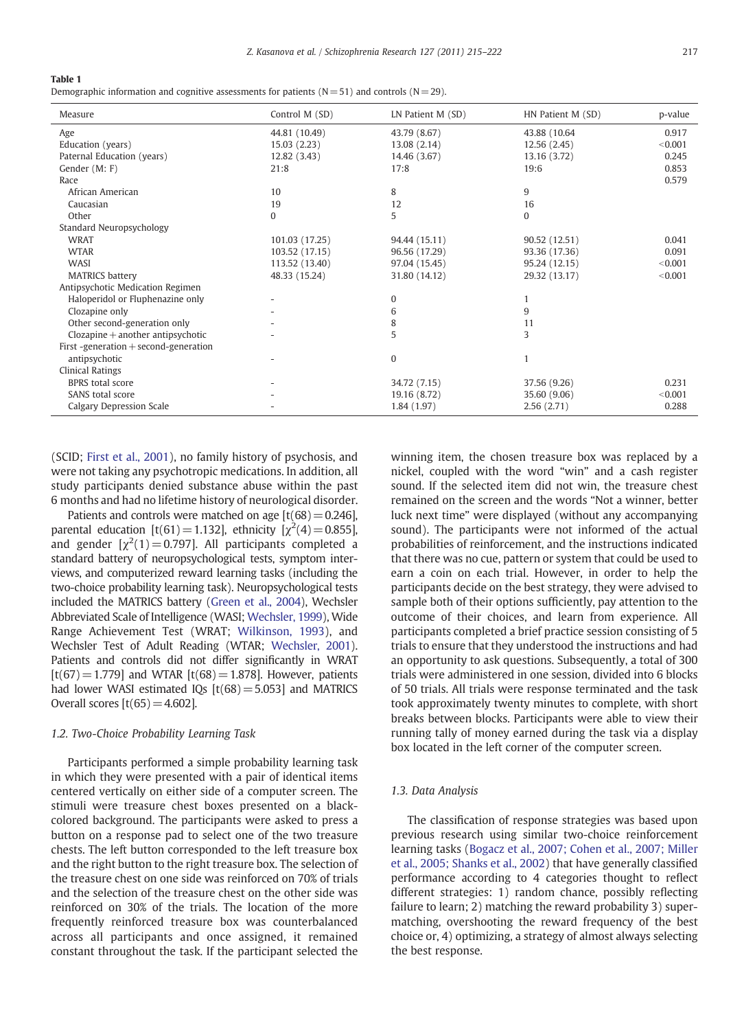**Table 1**
Demographic information and cognitive assessments for patients (N = 51) and controls (N = 29).

| Measure | Control M (SD) | LN Patient M (SD) | HN Patient M (SD) | p-value |
|---|---|---|---|---|
| Age | 44.81 (10.49) | 43.79 (8.67) | 43.88 (10.64 | 0.917 |
| Education (years) | 15.03 (2.23) | 13.08 (2.14) | 12.56 (2.45) | <0.001 |
| Paternal Education (years) | 12.82 (3.43) | 14.46 (3.67) | 13.16 (3.72) | 0.245 |
| Gender (M: F) | 21:8 | 17:8 | 19:6 | 0.853 |
| Race | | | | 0.579 |
| African American | 10 | 8 | 9 | |
| Caucasian | 19 | 12 | 16 | |
| Other | 0 | 5 | 0 | |
| Standard Neuropsychology | | | | |
| WRAT | 101.03 (17.25) | 94.44 (15.11) | 90.52 (12.51) | 0.041 |
| WTAR | 103.52 (17.15) | 96.56 (17.29) | 93.36 (17.36) | 0.091 |
| WASI | 113.52 (13.40) | 97.04 (15.45) | 95.24 (12.15) | <0.001 |
| MATRICS battery | 48.33 (15.24) | 31.80 (14.12) | 29.32 (13.17) | <0.001 |
| Antipsychotic Medication Regimen | | | | |
| Haloperidol or Fluphenazine only | - | 0 | 1 | |
| Clozapine only | - | 6 | 9 | |
| Other second-generation only | - | 8 | 11 | |
| Clozapine + another antipsychotic | - | 5 | 3 | |
| First -generation + second-generation antipsychotic | - | 0 | 1 | |
| Clinical Ratings | | | | |
| BPRS total score | - | 34.72 (7.15) | 37.56 (9.26) | 0.231 |
| SANS total score | - | 19.16 (8.72) | 35.60 (9.06) | <0.001 |
| Calgary Depression Scale | - | 1.84 (1.97) | 2.56 (2.71) | 0.288 |

(SCID; First et al., 2001), no family history of psychosis, and were not taking any psychotropic medications. In addition, all study participants denied substance abuse within the past 6 months and had no lifetime history of neurological disorder.

Patients and controls were matched on age [$t(68) = 0.246$], parental education [$t(61) = 1.132$], ethnicity [$\chi^2(4) = 0.855$], and gender [$\chi^2(1) = 0.797$]. All participants completed a standard battery of neuropsychological tests, symptom interviews, and computerized reward learning tasks (including the two-choice probability learning task). Neuropsychological tests included the MATRICS battery (Green et al., 2004), Wechsler Abbreviated Scale of Intelligence (WASI; Wechsler, 1999), Wide Range Achievement Test (WRAT; Wilkinson, 1993), and Wechsler Test of Adult Reading (WTAR; Wechsler, 2001). Patients and controls did not differ significantly in WRAT [$t(67) = 1.779$] and WTAR [$t(68) = 1.878$]. However, patients had lower WASI estimated IQs [$t(68) = 5.053$] and MATRICS Overall scores [$t(65) = 4.602$].

### 1.2. Two-Choice Probability Learning Task

Participants performed a simple probability learning task in which they were presented with a pair of identical items centered vertically on either side of a computer screen. The stimuli were treasure chest boxes presented on a black-colored background. The participants were asked to press a button on a response pad to select one of the two treasure chests. The left button corresponded to the left treasure box and the right button to the right treasure box. The selection of the treasure chest on one side was reinforced on 70% of trials and the selection of the treasure chest on the other side was reinforced on 30% of the trials. The location of the more frequently reinforced treasure box was counterbalanced across all participants and once assigned, it remained constant throughout the task. If the participant selected the winning item, the chosen treasure box was replaced by a nickel, coupled with the word "win" and a cash register sound. If the selected item did not win, the treasure chest remained on the screen and the words "Not a winner, better luck next time" were displayed (without any accompanying sound). The participants were not informed of the actual probabilities of reinforcement, and the instructions indicated that there was no cue, pattern or system that could be used to earn a coin on each trial. However, in order to help the participants decide on the best strategy, they were advised to sample both of their options sufficiently, pay attention to the outcome of their choices, and learn from experience. All participants completed a brief practice session consisting of 5 trials to ensure that they understood the instructions and had an opportunity to ask questions. Subsequently, a total of 300 trials were administered in one session, divided into 6 blocks of 50 trials. All trials were response terminated and the task took approximately twenty minutes to complete, with short breaks between blocks. Participants were able to view their running tally of money earned during the task via a display box located in the left corner of the computer screen.

### 1.3. Data Analysis

The classification of response strategies was based upon previous research using similar two-choice reinforcement learning tasks (Bogacz et al., 2007; Cohen et al., 2007; Miller et al., 2005; Shanks et al., 2002) that have generally classified performance according to 4 categories thought to reflect different strategies: 1) random chance, possibly reflecting failure to learn; 2) matching the reward probability 3) super-matching, overshooting the reward frequency of the best choice or, 4) optimizing, a strategy of almost always selecting the best response.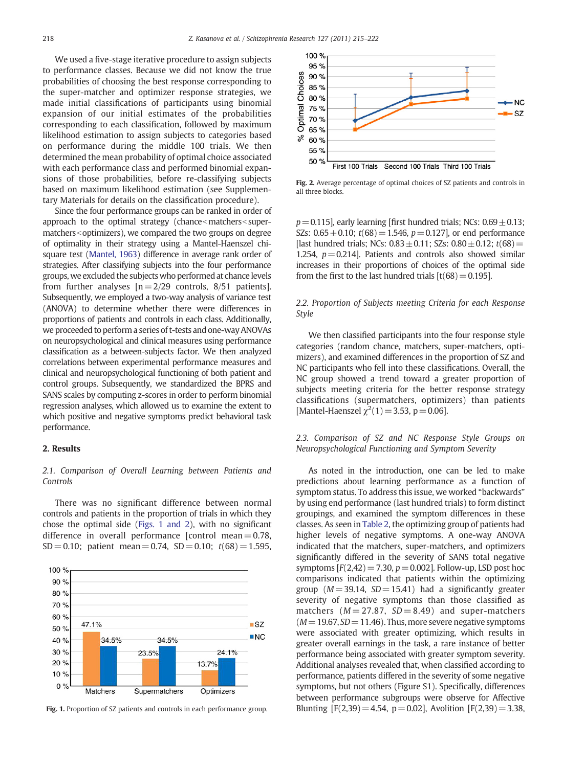We used a five-stage iterative procedure to assign subjects to performance classes. Because we did not know the true probabilities of choosing the best response corresponding to the super-matcher and optimizer response strategies, we made initial classifications of participants using binomial expansion of our initial estimates of the probabilities corresponding to each classification, followed by maximum likelihood estimation to assign subjects to categories based on performance during the middle 100 trials. We then determined the mean probability of optimal choice associated with each performance class and performed binomial expansions of those probabilities, before re-classifying subjects based on maximum likelihood estimation (see Supplementary Materials for details on the classification procedure).

Since the four performance groups can be ranked in order of approach to the optimal strategy (chance<matchers<super-matchers<optimizers), we compared the two groups on degree of optimality in their strategy using a Mantel-Haenszel chi-square test (Mantel, 1963) difference in average rank order of strategies. After classifying subjects into the four performance groups, we excluded the subjects who performed at chance levels from further analyses [n=2/29 controls, 8/51 patients]. Subsequently, we employed a two-way analysis of variance test (ANOVA) to determine whether there were differences in proportions of patients and controls in each class. Additionally, we proceeded to perform a series of t-tests and one-way ANOVAs on neuropsychological and clinical measures using performance classification as a between-subjects factor. We then analyzed correlations between experimental performance measures and clinical and neuropsychological functioning of both patient and control groups. Subsequently, we standardized the BPRS and SANS scales by computing z-scores in order to perform binomial regression analyses, which allowed us to examine the extent to which positive and negative symptoms predict behavioral task performance.

## 2. Results

### 2.1. Comparison of Overall Learning between Patients and Controls

There was no significant difference between normal controls and patients in the proportion of trials in which they chose the optimal side (Figs. 1 and 2), with no significant difference in overall performance [control mean = 0.78, SD = 0.10; patient mean = 0.74, SD = 0.10; $t(68) = 1.595$, $p = 0.115$], early learning [first hundred trials; NCs: 0.69 ± 0.13; SZs: 0.65 ± 0.10; $t(68) = 1.546$, $p = 0.127$], or end performance [last hundred trials; NCs: 0.83 ± 0.11; SZs: 0.80 ± 0.12; $t(68) = 1.254$, $p = 0.214$]. Patients and controls also showed similar increases in their proportions of choices of the optimal side from the first to the last hundred trials [$t(68) = 0.195$].

Fig. 1. Proportion of SZ patients and controls in each performance group.

Fig. 2. Average percentage of optimal choices of SZ patients and controls in all three blocks.

### 2.2. Proportion of Subjects meeting Criteria for each Response Style

We then classified participants into the four response style categories (random chance, matchers, super-matchers, optimizers), and examined differences in the proportion of SZ and NC participants who fell into these classifications. Overall, the NC group showed a trend toward a greater proportion of subjects meeting criteria for the better response strategy classifications (supermatchers, optimizers) than patients [Mantel-Haenszel $\chi^2(1) = 3.53$, $p = 0.06$].

### 2.3. Comparison of SZ and NC Response Style Groups on Neuropsychological Functioning and Symptom Severity

As noted in the introduction, one can be led to make predictions about learning performance as a function of symptom status. To address this issue, we worked "backwards" by using end performance (last hundred trials) to form distinct groupings, and examined the symptom differences in these classes. As seen in Table 2, the optimizing group of patients had higher levels of negative symptoms. A one-way ANOVA indicated that the matchers, super-matchers, and optimizers significantly differed in the severity of SANS total negative symptoms [$F(2,42) = 7.30$, $p = 0.002$]. Follow-up, LSD post hoc comparisons indicated that patients within the optimizing group ($M = 39.14$, $SD = 15.41$) had a significantly greater severity of negative symptoms than those classified as matchers ($M = 27.87$, $SD = 8.49$) and super-matchers ($M = 19.67$, $SD = 11.46$). Thus, more severe negative symptoms were associated with greater optimizing, which results in greater overall earnings in the task, a rare instance of better performance being associated with greater symptom severity. Additional analyses revealed that, when classified according to performance, patients differed in the severity of some negative symptoms, but not others (Figure S1). Specifically, differences between performance subgroups were observe for Affective Blunting [$F(2,39) = 4.54$, $p = 0.02$], Avolition [$F(2,39) = 3.38$,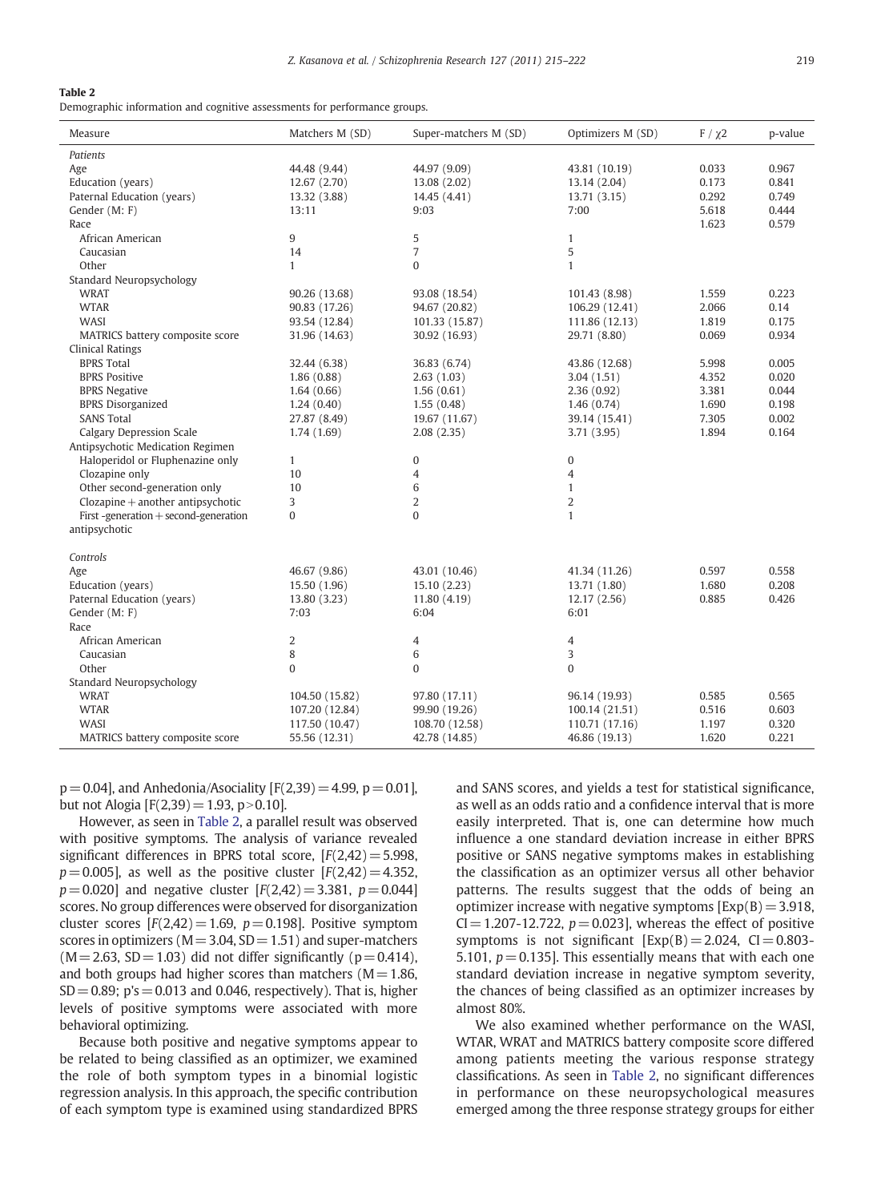**Table 2**
Demographic information and cognitive assessments for performance groups.

| Measure | Matchers M (SD) | Super-matchers M (SD) | Optimizers M (SD) | F / χ2 | p-value |
|---|---|---|---|---|---|
| *Patients* | | | | | |
| Age | 44.48 (9.44) | 44.97 (9.09) | 43.81 (10.19) | 0.033 | 0.967 |
| Education (years) | 12.67 (2.70) | 13.08 (2.02) | 13.14 (2.04) | 0.173 | 0.841 |
| Paternal Education (years) | 13.32 (3.88) | 14.45 (4.41) | 13.71 (3.15) | 0.292 | 0.749 |
| Gender (M: F) | 13:11 | 9:03 | 7:00 | 5.618 | 0.444 |
| Race | | | | 1.623 | 0.579 |
| African American | 9 | 5 | 1 | | |
| Caucasian | 14 | 7 | 5 | | |
| Other | 1 | 0 | 1 | | |
| Standard Neuropsychology | | | | | |
| WRAT | 90.26 (13.68) | 93.08 (18.54) | 101.43 (8.98) | 1.559 | 0.223 |
| WTAR | 90.83 (17.26) | 94.67 (20.82) | 106.29 (12.41) | 2.066 | 0.14 |
| WASI | 93.54 (12.84) | 101.33 (15.87) | 111.86 (12.13) | 1.819 | 0.175 |
| MATRICS battery composite score | 31.96 (14.63) | 30.92 (16.93) | 29.71 (8.80) | 0.069 | 0.934 |
| Clinical Ratings | | | | | |
| BPRS Total | 32.44 (6.38) | 36.83 (6.74) | 43.86 (12.68) | 5.998 | 0.005 |
| BPRS Positive | 1.86 (0.88) | 2.63 (1.03) | 3.04 (1.51) | 4.352 | 0.020 |
| BPRS Negative | 1.64 (0.66) | 1.56 (0.61) | 2.36 (0.92) | 3.381 | 0.044 |
| BPRS Disorganized | 1.24 (0.40) | 1.55 (0.48) | 1.46 (0.74) | 1.690 | 0.198 |
| SANS Total | 27.87 (8.49) | 19.67 (11.67) | 39.14 (15.41) | 7.305 | 0.002 |
| Calgary Depression Scale | 1.74 (1.69) | 2.08 (2.35) | 3.71 (3.95) | 1.894 | 0.164 |
| Antipsychotic Medication Regimen | | | | | |
| Haloperidol or Fluphenazine only | 1 | 0 | 0 | | |
| Clozapine only | 10 | 4 | 4 | | |
| Other second-generation only | 10 | 6 | 1 | | |
| Clozapine + another antipsychotic | 3 | 2 | 2 | | |
| First -generation + second-generation antipsychotic | 0 | 0 | 1 | | |
| *Controls* | | | | | |
| Age | 46.67 (9.86) | 43.01 (10.46) | 41.34 (11.26) | 0.597 | 0.558 |
| Education (years) | 15.50 (1.96) | 15.10 (2.23) | 13.71 (1.80) | 1.680 | 0.208 |
| Paternal Education (years) | 13.80 (3.23) | 11.80 (4.19) | 12.17 (2.56) | 0.885 | 0.426 |
| Gender (M: F) | 7:03 | 6:04 | 6:01 | | |
| Race | | | | | |
| African American | 2 | 4 | 4 | | |
| Caucasian | 8 | 6 | 3 | | |
| Other | 0 | 0 | 0 | | |
| Standard Neuropsychology | | | | | |
| WRAT | 104.50 (15.82) | 97.80 (17.11) | 96.14 (19.93) | 0.585 | 0.565 |
| WTAR | 107.20 (12.84) | 99.90 (19.26) | 100.14 (21.51) | 0.516 | 0.603 |
| WASI | 117.50 (10.47) | 108.70 (12.58) | 110.71 (17.16) | 1.197 | 0.320 |
| MATRICS battery composite score | 55.56 (12.31) | 42.78 (14.85) | 46.86 (19.13) | 1.620 | 0.221 |

$p = 0.04$], and Anhedonia/Asociality [$F(2,39) = 4.99$, $p = 0.01$], but not Alogia [$F(2,39) = 1.93$, $p > 0.10$].

However, as seen in Table 2, a parallel result was observed with positive symptoms. The analysis of variance revealed significant differences in BPRS total score, [$F(2,42) = 5.998$, $p = 0.005$], as well as the positive cluster [$F(2,42) = 4.352$, $p = 0.020$] and negative cluster [$F(2,42) = 3.381$, $p = 0.044$] scores. No group differences were observed for disorganization cluster scores [$F(2,42) = 1.69$, $p = 0.198$]. Positive symptom scores in optimizers ($M = 3.04$, $SD = 1.51$) and super-matchers ($M = 2.63$, $SD = 1.03$) did not differ significantly ($p = 0.414$), and both groups had higher scores than matchers ($M = 1.86$, $SD = 0.89$; p's $= 0.013$ and $0.046$, respectively). That is, higher levels of positive symptoms were associated with more behavioral optimizing.

Because both positive and negative symptoms appear to be related to being classified as an optimizer, we examined the role of both symptom types in a binomial logistic regression analysis. In this approach, the specific contribution of each symptom type is examined using standardized BPRS and SANS scores, and yields a test for statistical significance, as well as an odds ratio and a confidence interval that is more easily interpreted. That is, one can determine how much influence a one standard deviation increase in either BPRS positive or SANS negative symptoms makes in establishing the classification as an optimizer versus all other behavior patterns. The results suggest that the odds of being an optimizer increase with negative symptoms [$Exp(B) = 3.918$, $CI = 1.207$-$12.722$, $p = 0.023$], whereas the effect of positive symptoms is not significant [$Exp(B) = 2.024$, $CI = 0.803$-$5.101$, $p = 0.135$]. This essentially means that with each one standard deviation increase in negative symptom severity, the chances of being classified as an optimizer increases by almost 80%.

We also examined whether performance on the WASI, WTAR, WRAT and MATRICS battery composite score differed among patients meeting the various response strategy classifications. As seen in Table 2, no significant differences in performance on these neuropsychological measures emerged among the three response strategy groups for either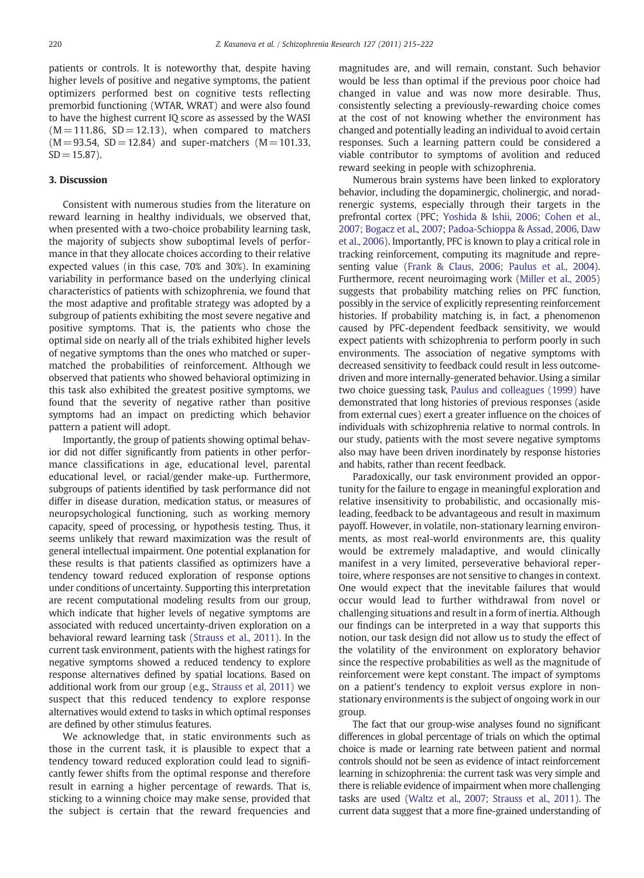patients or controls. It is noteworthy that, despite having higher levels of positive and negative symptoms, the patient optimizers performed best on cognitive tests reflecting premorbid functioning (WTAR, WRAT) and were also found to have the highest current IQ score as assessed by the WASI ($M = 111.86$, $SD = 12.13$), when compared to matchers ($M = 93.54$, $SD = 12.84$) and super-matchers ($M = 101.33$, $SD = 15.87$).

## 3. Discussion

Consistent with numerous studies from the literature on reward learning in healthy individuals, we observed that, when presented with a two-choice probability learning task, the majority of subjects show suboptimal levels of performance in that they allocate choices according to their relative expected values (in this case, 70% and 30%). In examining variability in performance based on the underlying clinical characteristics of patients with schizophrenia, we found that the most adaptive and profitable strategy was adopted by a subgroup of patients exhibiting the most severe negative and positive symptoms. That is, the patients who chose the optimal side on nearly all of the trials exhibited higher levels of negative symptoms than the ones who matched or super-matched the probabilities of reinforcement. Although we observed that patients who showed behavioral optimizing in this task also exhibited the greatest positive symptoms, we found that the severity of negative rather than positive symptoms had an impact on predicting which behavior pattern a patient will adopt.

Importantly, the group of patients showing optimal behavior did not differ significantly from patients in other performance classifications in age, educational level, parental educational level, or racial/gender make-up. Furthermore, subgroups of patients identified by task performance did not differ in disease duration, medication status, or measures of neuropsychological functioning, such as working memory capacity, speed of processing, or hypothesis testing. Thus, it seems unlikely that reward maximization was the result of general intellectual impairment. One potential explanation for these results is that patients classified as optimizers have a tendency toward reduced exploration of response options under conditions of uncertainty. Supporting this interpretation are recent computational modeling results from our group, which indicate that higher levels of negative symptoms are associated with reduced uncertainty-driven exploration on a behavioral reward learning task (Strauss et al., 2011). In the current task environment, patients with the highest ratings for negative symptoms showed a reduced tendency to explore response alternatives defined by spatial locations. Based on additional work from our group (e.g., Strauss et al, 2011) we suspect that this reduced tendency to explore response alternatives would extend to tasks in which optimal responses are defined by other stimulus features.

We acknowledge that, in static environments such as those in the current task, it is plausible to expect that a tendency toward reduced exploration could lead to significantly fewer shifts from the optimal response and therefore result in earning a higher percentage of rewards. That is, sticking to a winning choice may make sense, provided that the subject is certain that the reward frequencies and magnitudes are, and will remain, constant. Such behavior would be less than optimal if the previous poor choice had changed in value and was now more desirable. Thus, consistently selecting a previously-rewarding choice comes at the cost of not knowing whether the environment has changed and potentially leading an individual to avoid certain responses. Such a learning pattern could be considered a viable contributor to symptoms of avolition and reduced reward seeking in people with schizophrenia.

Numerous brain systems have been linked to exploratory behavior, including the dopaminergic, cholinergic, and noradrenergic systems, especially through their targets in the prefrontal cortex (PFC; Yoshida & Ishii, 2006; Cohen et al., 2007; Bogacz et al., 2007; Padoa-Schioppa & Assad, 2006, Daw et al., 2006). Importantly, PFC is known to play a critical role in tracking reinforcement, computing its magnitude and representing value (Frank & Claus, 2006; Paulus et al., 2004). Furthermore, recent neuroimaging work (Miller et al., 2005) suggests that probability matching relies on PFC function, possibly in the service of explicitly representing reinforcement histories. If probability matching is, in fact, a phenomenon caused by PFC-dependent feedback sensitivity, we would expect patients with schizophrenia to perform poorly in such environments. The association of negative symptoms with decreased sensitivity to feedback could result in less outcome-driven and more internally-generated behavior. Using a similar two choice guessing task, Paulus and colleagues (1999) have demonstrated that long histories of previous responses (aside from external cues) exert a greater influence on the choices of individuals with schizophrenia relative to normal controls. In our study, patients with the most severe negative symptoms also may have been driven inordinately by response histories and habits, rather than recent feedback.

Paradoxically, our task environment provided an opportunity for the failure to engage in meaningful exploration and relative insensitivity to probabilistic, and occasionally misleading, feedback to be advantageous and result in maximum payoff. However, in volatile, non-stationary learning environments, as most real-world environments are, this quality would be extremely maladaptive, and would clinically manifest in a very limited, perseverative behavioral repertoire, where responses are not sensitive to changes in context. One would expect that the inevitable failures that would occur would lead to further withdrawal from novel or challenging situations and result in a form of inertia. Although our findings can be interpreted in a way that supports this notion, our task design did not allow us to study the effect of the volatility of the environment on exploratory behavior since the respective probabilities as well as the magnitude of reinforcement were kept constant. The impact of symptoms on a patient's tendency to exploit versus explore in non-stationary environments is the subject of ongoing work in our group.

The fact that our group-wise analyses found no significant differences in global percentage of trials on which the optimal choice is made or learning rate between patient and normal controls should not be seen as evidence of intact reinforcement learning in schizophrenia: the current task was very simple and there is reliable evidence of impairment when more challenging tasks are used (Waltz et al., 2007; Strauss et al., 2011). The current data suggest that a more fine-grained understanding of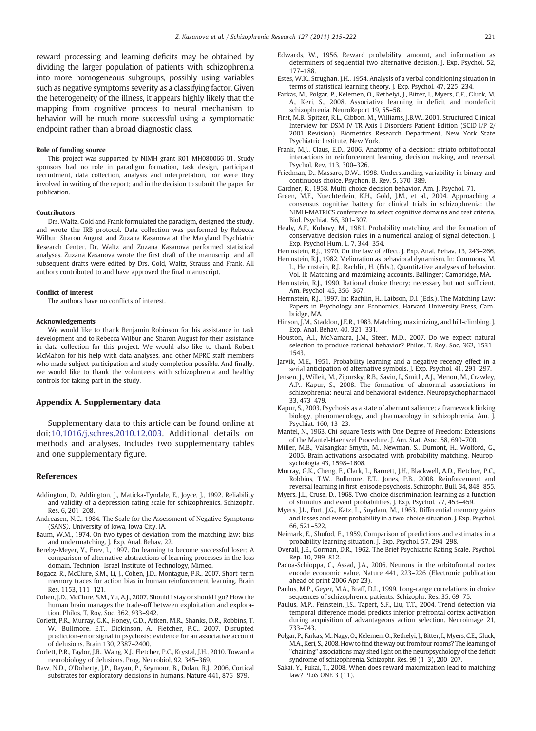reward processing and learning deficits may be obtained by dividing the larger population of patients with schizophrenia into more homogeneous subgroups, possibly using variables such as negative symptoms severity as a classifying factor. Given the heterogeneity of the illness, it appears highly likely that the mapping from cognitive process to neural mechanism to behavior will be much more successful using a symptomatic endpoint rather than a broad diagnostic class.

#### Role of funding source

This project was supported by NIMH grant R01 MH080066-01. Study sponsors had no role in paradigm formation, task design, participant recruitment, data collection, analysis and interpretation, nor were they involved in writing of the report; and in the decision to submit the paper for publication.

#### Contributors

Drs. Waltz, Gold and Frank formulated the paradigm, designed the study, and wrote the IRB protocol. Data collection was performed by Rebecca Wilbur, Sharon August and Zuzana Kasanova at the Maryland Psychiatric Research Center. Dr. Waltz and Zuzana Kasanova performed statistical analyses. Zuzana Kasanova wrote the first draft of the manuscript and all subsequent drafts were edited by Drs. Gold, Waltz, Strauss and Frank. All authors contributed to and have approved the final manuscript.

#### Conflict of interest

The authors have no conflicts of interest.

#### Acknowledgements

We would like to thank Benjamin Robinson for his assistance in task development and to Rebecca Wilbur and Sharon August for their assistance in data collection for this project. We would also like to thank Robert McMahon for his help with data analyses, and other MPRC staff members who made subject participation and study completion possible. And finally, we would like to thank the volunteers with schizophrenia and healthy controls for taking part in the study.

## Appendix A. Supplementary data

Supplementary data to this article can be found online at doi:10.1016/j.schres.2010.12.003. Additional details on methods and analyses. Includes two supplementary tables and one supplementary figure.

## References

Addington, D., Addington, J., Maticka-Tyndale, E., Joyce, J., 1992. Reliability and validity of a depression rating scale for schizophrenics. Schizophr. Res. 6, 201–208.

Andreasen, N.C., 1984. The Scale for the Assessment of Negative Symptoms (SANS). University of Iowa, Iowa City, IA.

Baum, W.M., 1974. On two types of deviation from the matching law: bias and undermatching. J. Exp. Anal. Behav. 22.

Bereby-Meyer, Y., Erev, I., 1997. On learning to become successful loser: A comparison of alternative abstractions of learning processes in the loss domain. Technion- Israel Institute of Technology, Mimeo.

Bogacz, R., McClure, S.M., Li, J., Cohen, J.D., Montague, P.R., 2007. Short-term memory traces for action bias in human reinforcement learning. Brain Res. 1153, 111–121.

Cohen, J.D., McClure, S.M., Yu, A.J., 2007. Should I stay or should I go? How the human brain manages the trade-off between exploitation and exploration. Philos. T. Roy. Soc. 362, 933–942.

Corlett, P.R., Murray, G.K., Honey, G.D., Aitken, M.R., Shanks, D.R., Robbins, T. W., Bullmore, E.T., Dickinson, A., Fletcher, P.C., 2007. Disrupted prediction-error signal in psychosis: evidence for an associative account of delusions. Brain 130, 2387–2400.

Corlett, P.R., Taylor, J.R., Wang, X.J., Fletcher, P.C., Krystal, J.H., 2010. Toward a neurobiology of delusions. Prog. Neurobiol. 92, 345–369.

Daw, N.D., O'Doherty, J.P., Dayan, P., Seymour, B., Dolan, R.J., 2006. Cortical substrates for exploratory decisions in humans. Nature 441, 876–879.

Edwards, W., 1956. Reward probability, amount, and information as determiners of sequential two-alternative decision. J. Exp. Psychol. 52, 177–188.

Estes, W.K., Strughan, J.H., 1954. Analysis of a verbal conditioning situation in terms of statistical learning theory. J. Exp. Psychol. 47, 225–234.

Farkas, M., Polgar, P., Kelemen, O., Rethelyi, J., Bitter, I., Myers, C.E., Gluck, M. A., Keri, S., 2008. Associative learning in deficit and nondeficit schizophrenia. NeuroReport 19, 55–58.

First, M.B., Spitzer, R.L., Gibbon, M., Williams, J.B.W., 2001. Structured Clinical Interview for DSM-IV-TR Axis I Disorders-Patient Edition (SCID-I/P 2/2001 Revision). Biometrics Research Department, New York State Psychiatric Institute, New York.

Frank, M.J., Claus, E.D., 2006. Anatomy of a decision: striato-orbitofrontal interactions in reinforcement learning, decision making, and reversal. Psychol. Rev. 113, 300–326.

Friedman, D., Massaro, D.W., 1998. Understanding variability in binary and continuous choice. Psychon. B. Rev. 5, 370–389.

Gardner, R., 1958. Multi-choice decision behavior. Am. J. Psychol. 71.

Green, M.F., Nuechterlein, K.H., Gold, J.M., et al., 2004. Approaching a consensus cognitive battery for clinical trials in schizophrenia: the NIMH-MATRICS conference to select cognitive domains and test criteria. Biol. Psychiat. 56, 301–307.

Healy, A.F., Kubovy, M., 1981. Probability matching and the formation of conservative decision rules in a numerical analog of signal detection. J. Exp. Psychol Hum. L. 7, 344–354.

Herrnstein, R.J., 1970. On the law of effect. J. Exp. Anal. Behav. 13, 243–266.

Herrnstein, R.J., 1982. Melioration as behavioral dynamism. In: Commons, M. L., Herrnstein, R.J., Rachlin, H. (Eds.), Quantitative analyses of behavior. Vol. II: Matching and maximizing accounts. Ballinger; Cambridge, MA.

Herrnstein, R.J., 1990. Rational choice theory: necessary but not sufficient. Am. Psychol. 45, 356–367.

Herrnstein, R.J., 1997. In: Rachlin, H., Laibson, D.I. (Eds.), The Matching Law: Papers in Psychology and Economics. Harvard University Press, Cambridge, MA.

Hinson, J.M., Staddon, J.E.R., 1983. Matching, maximizing, and hill-climbing. J. Exp. Anal. Behav. 40, 321–331.

Houston, A.I., McNamara, J.M., Steer, M.D., 2007. Do we expect natural selection to produce rational behavior? Philos. T. Roy. Soc. 362, 1531–1543.

Jarvik, M.E., 1951. Probability learning and a negative recency effect in a serial anticipation of alternative symbols. J. Exp. Psychol. 41, 291–297.

Jensen, J., Willeit, M., Zipursky, R.B., Savin, I., Smith, A.J., Menon, M., Crawley, A.P., Kapur, S., 2008. The formation of abnormal associations in schizophrenia: neural and behavioral evidence. Neuropsychopharmacol 33, 473–479.

Kapur, S., 2003. Psychosis as a state of aberrant salience: a framework linking biology, phenomenology, and pharmacology in schizophrenia. Am. J. Psychiat. 160, 13–23.

Mantel, N., 1963. Chi-square Tests with One Degree of Freedom: Extensions of the Mantel-Haenszel Procedure. J. Am. Stat. Asoc. 58, 690–700.

Miller, M.B., Valsangkar-Smyth, M., Newman, S., Dumont, H., Wolford, G., 2005. Brain activations associated with probability matching. Neuropsychologia 43, 1598–1608.

Murray, G.K., Cheng, F., Clark, L., Barnett, J.H., Blackwell, A.D., Fletcher, P.C., Robbins, T.W., Bullmore, E.T., Jones, P.B., 2008. Reinforcement and reversal learning in first-episode psychosis. Schizophr. Bull. 34, 848–855.

Myers, J.L., Cruse, D., 1968. Two-choice discrimination learning as a function of stimulus and event probabilities. J. Exp. Psychol. 77, 453–459.

Myers, J.L., Fort, J.G., Katz, L., Suydam, M., 1963. Differential memory gains and losses and event probability in a two-choice situation. J. Exp. Psychol. 66, 521–522.

Neimark, E., Shufod, E., 1959. Comparison of predictions and estimates in a probability learning situation. J. Exp. Psychol. 57, 294–298.

Overall, J.E., Gorman, D.R., 1962. The Brief Psychiatric Rating Scale. Psychol. Rep. 10, 799–812.

Padoa-Schioppa, C., Assad, J.A., 2006. Neurons in the orbitofrontal cortex encode economic value. Nature 441, 223–226 (Electronic publication ahead of print 2006 Apr 23).

Paulus, M.P., Geyer, M.A., Braff, D.L., 1999. Long-range correlations in choice sequences of schizophrenic patients. Schizophr. Res. 35, 69–75.

Paulus, M.P., Feinstein, J.S., Tapert, S.F., Liu, T.T., 2004. Trend detection via temporal difference model predicts inferior prefrontal cortex activation during acquisition of advantageous action selection. Neuroimage 21, 733–743.

Polgar, P., Farkas, M., Nagy, O., Kelemen, O., Rethelyi, J., Bitter, I., Myers, C.E., Gluck, M.A., Keri, S., 2008. How to find the way out from four rooms? The learning of "chaining" associations may shed light on the neuropsychology of the deficit syndrome of schizophrenia. Schizophr. Res. 99 (1–3), 200–207.

Sakai, Y., Fukai, T., 2008. When does reward maximization lead to matching law? PLoS ONE 3 (11).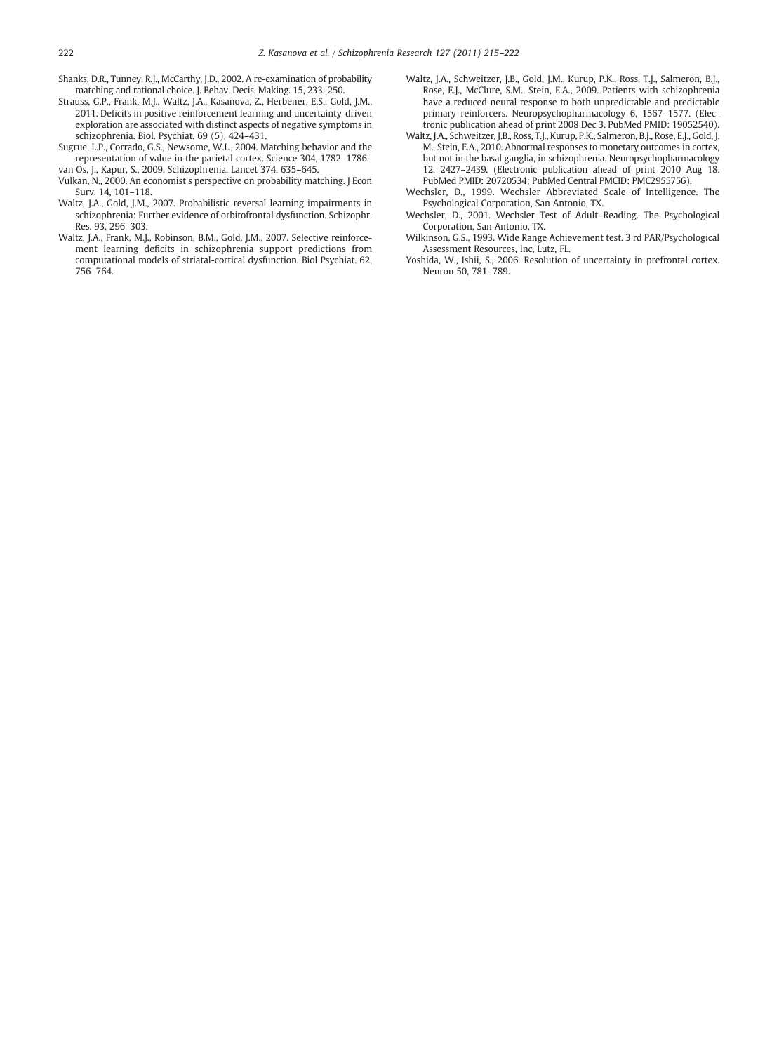Shanks, D.R., Tunney, R.J., McCarthy, J.D., 2002. A re-examination of probability matching and rational choice. J. Behav. Decis. Making. 15, 233–250.

Strauss, G.P., Frank, M.J., Waltz, J.A., Kasanova, Z., Herbener, E.S., Gold, J.M., 2011. Deficits in positive reinforcement learning and uncertainty-driven exploration are associated with distinct aspects of negative symptoms in schizophrenia. Biol. Psychiat. 69 (5), 424–431.

Sugrue, L.P., Corrado, G.S., Newsome, W.L., 2004. Matching behavior and the representation of value in the parietal cortex. Science 304, 1782–1786.

van Os, J., Kapur, S., 2009. Schizophrenia. Lancet 374, 635–645.

Vulkan, N., 2000. An economist's perspective on probability matching. J Econ Surv. 14, 101–118.

Waltz, J.A., Gold, J.M., 2007. Probabilistic reversal learning impairments in schizophrenia: Further evidence of orbitofrontal dysfunction. Schizophr. Res. 93, 296–303.

Waltz, J.A., Frank, M.J., Robinson, B.M., Gold, J.M., 2007. Selective reinforcement learning deficits in schizophrenia support predictions from computational models of striatal-cortical dysfunction. Biol Psychiat. 62, 756–764.

Waltz, J.A., Schweitzer, J.B., Gold, J.M., Kurup, P.K., Ross, T.J., Salmeron, B.J., Rose, E.J., McClure, S.M., Stein, E.A., 2009. Patients with schizophrenia have a reduced neural response to both unpredictable and predictable primary reinforcers. Neuropsychopharmacology 6, 1567–1577. (Electronic publication ahead of print 2008 Dec 3. PubMed PMID: 19052540).

Waltz, J.A., Schweitzer, J.B., Ross, T.J., Kurup, P.K., Salmeron, B.J., Rose, E.J., Gold, J. M., Stein, E.A., 2010. Abnormal responses to monetary outcomes in cortex, but not in the basal ganglia, in schizophrenia. Neuropsychopharmacology 12, 2427–2439. (Electronic publication ahead of print 2010 Aug 18. PubMed PMID: 20720534; PubMed Central PMCID: PMC2955756).

Wechsler, D., 1999. Wechsler Abbreviated Scale of Intelligence. The Psychological Corporation, San Antonio, TX.

Wechsler, D., 2001. Wechsler Test of Adult Reading. The Psychological Corporation, San Antonio, TX.

Wilkinson, G.S., 1993. Wide Range Achievement test. 3 rd PAR/Psychological Assessment Resources, Inc, Lutz, FL.

Yoshida, W., Ishii, S., 2006. Resolution of uncertainty in prefrontal cortex. Neuron 50, 781–789.